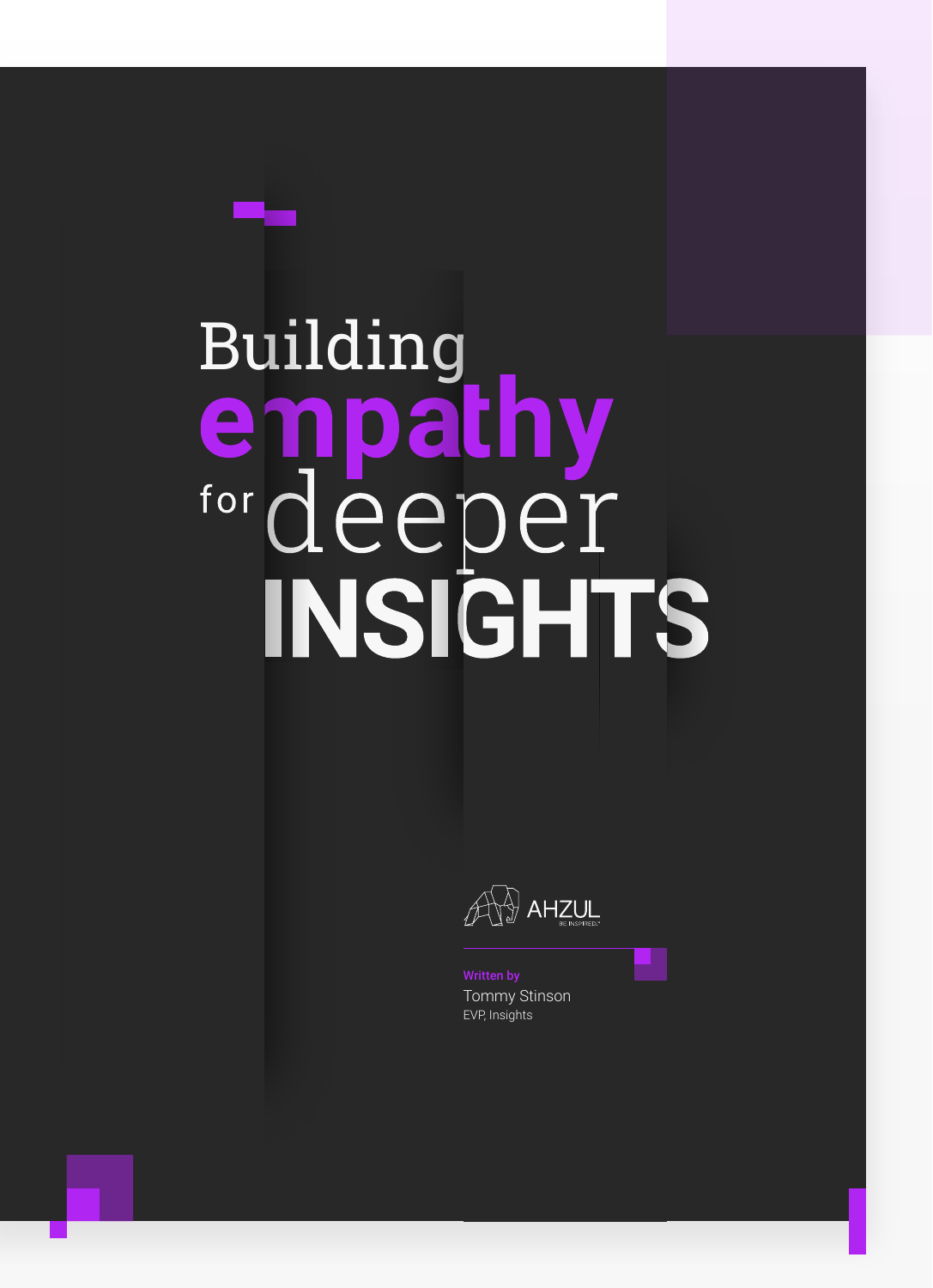# Building **empathy** for deeper INSIGHTS

AHZUL
BE INSPIRED.

**Written by**
Tommy Stinson
EVP, Insights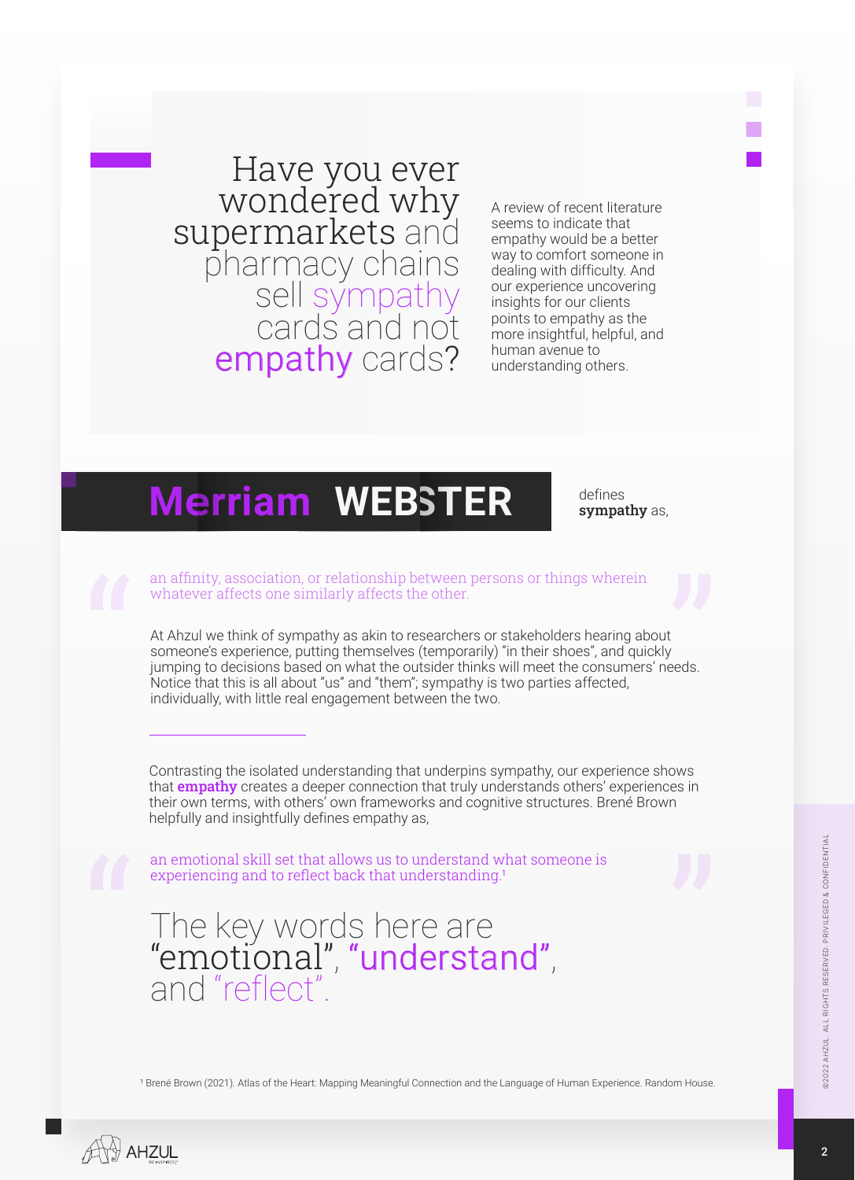# Have you ever wondered why supermarkets and pharmacy chains sell sympathy cards and not empathy cards?

A review of recent literature seems to indicate that empathy would be a better way to comfort someone in dealing with difficulty. And our experience uncovering insights for our clients points to empathy as the more insightful, helpful, and human avenue to understanding others.

## Merriam WEBSTER

defines **sympathy** as,

> an affinity, association, or relationship between persons or things wherein whatever affects one similarly affects the other.

At Ahzul we think of sympathy as akin to researchers or stakeholders hearing about someone's experience, putting themselves (temporarily) "in their shoes", and quickly jumping to decisions based on what the outsider thinks will meet the consumers' needs. Notice that this is all about "us" and "them"; sympathy is two parties affected, individually, with little real engagement between the two.

Contrasting the isolated understanding that underpins sympathy, our experience shows that **empathy** creates a deeper connection that truly understands others' experiences in their own terms, with others' own frameworks and cognitive structures. Brené Brown helpfully and insightfully defines empathy as,

> an emotional skill set that allows us to understand what someone is experiencing and to reflect back that understanding.[1]

## The key words here are "emotional", "understand", and "reflect".

[1] Brené Brown (2021). Atlas of the Heart: Mapping Meaningful Connection and the Language of Human Experience. Random House.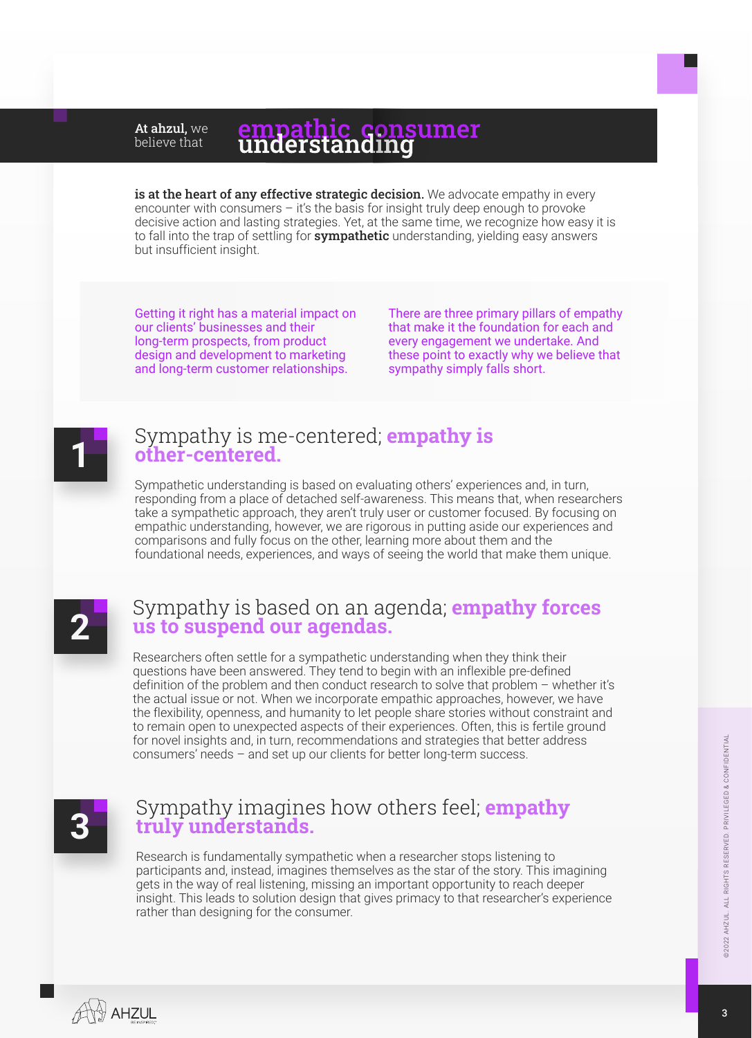At **ahzul**, we believe that **empathic consumer understanding**

**is at the heart of any effective strategic decision.** We advocate empathy in every encounter with consumers – it's the basis for insight truly deep enough to provoke decisive action and lasting strategies. Yet, at the same time, we recognize how easy it is to fall into the trap of settling for **sympathetic** understanding, yielding easy answers but insufficient insight.

Getting it right has a material impact on our clients' businesses and their long-term prospects, from product design and development to marketing and long-term customer relationships.

There are three primary pillars of empathy that make it the foundation for each and every engagement we undertake. And these point to exactly why we believe that sympathy simply falls short.

## 1 Sympathy is me-centered; **empathy is other-centered.**

Sympathetic understanding is based on evaluating others' experiences and, in turn, responding from a place of detached self-awareness. This means that, when researchers take a sympathetic approach, they aren't truly user or customer focused. By focusing on empathic understanding, however, we are rigorous in putting aside our experiences and comparisons and fully focus on the other, learning more about them and the foundational needs, experiences, and ways of seeing the world that make them unique.

## 2 Sympathy is based on an agenda; **empathy forces us to suspend our agendas.**

Researchers often settle for a sympathetic understanding when they think their questions have been answered. They tend to begin with an inflexible pre-defined definition of the problem and then conduct research to solve that problem – whether it's the actual issue or not. When we incorporate empathic approaches, however, we have the flexibility, openness, and humanity to let people share stories without constraint and to remain open to unexpected aspects of their experiences. Often, this is fertile ground for novel insights and, in turn, recommendations and strategies that better address consumers' needs – and set up our clients for better long-term success.

## 3 Sympathy imagines how others feel; **empathy truly understands.**

Research is fundamentally sympathetic when a researcher stops listening to participants and, instead, imagines themselves as the star of the story. This imagining gets in the way of real listening, missing an important opportunity to reach deeper insight. This leads to solution design that gives primacy to that researcher's experience rather than designing for the consumer.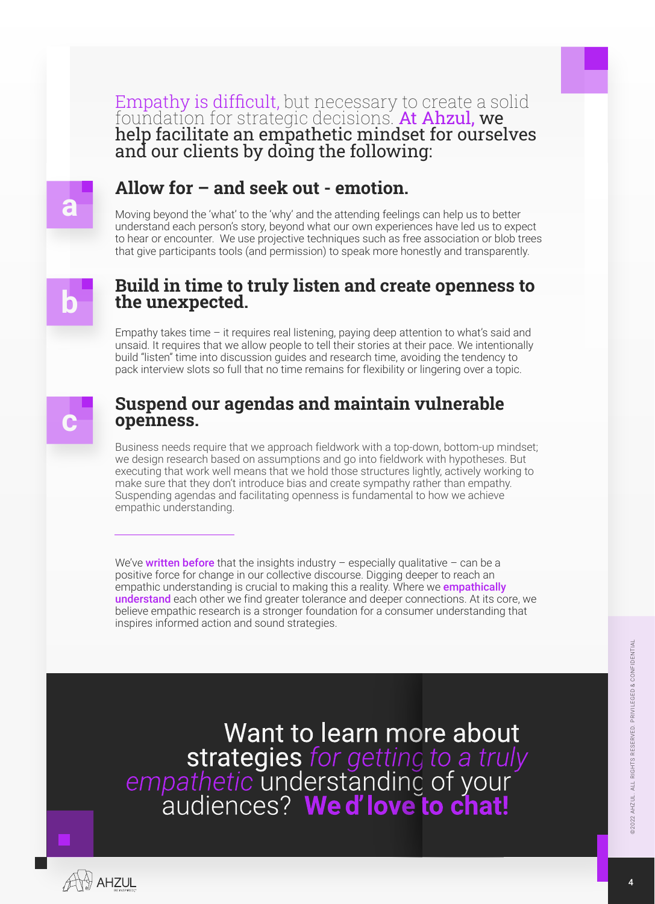Empathy is difficult, but necessary to create a solid foundation for strategic decisions. **At Ahzul,** we help facilitate an empathetic mindset for ourselves and our clients by doing the following:

## a. Allow for – and seek out - emotion.

Moving beyond the 'what' to the 'why' and the attending feelings can help us to better understand each person's story, beyond what our own experiences have led us to expect to hear or encounter. We use projective techniques such as free association or blob trees that give participants tools (and permission) to speak more honestly and transparently.

## b. Build in time to truly listen and create openness to the unexpected.

Empathy takes time – it requires real listening, paying deep attention to what's said and unsaid. It requires that we allow people to tell their stories at their pace. We intentionally build "listen" time into discussion guides and research time, avoiding the tendency to pack interview slots so full that no time remains for flexibility or lingering over a topic.

## c. Suspend our agendas and maintain vulnerable openness.

Business needs require that we approach fieldwork with a top-down, bottom-up mindset; we design research based on assumptions and go into fieldwork with hypotheses. But executing that work well means that we hold those structures lightly, actively working to make sure that they don't introduce bias and create sympathy rather than empathy. Suspending agendas and facilitating openness is fundamental to how we achieve empathic understanding.

---

We've **written before** that the insights industry – especially qualitative – can be a positive force for change in our collective discourse. Digging deeper to reach an empathic understanding is crucial to making this a reality. Where we **empathically understand** each other we find greater tolerance and deeper connections. At its core, we believe empathic research is a stronger foundation for a consumer understanding that inspires informed action and sound strategies.

Want to learn more about strategies *for getting to a truly empathetic* understanding of your audiences? **We d' love to chat!**

©2022 AHZUL. ALL RIGHTS RESERVED. PRIVILEGED & CONFIDENTIAL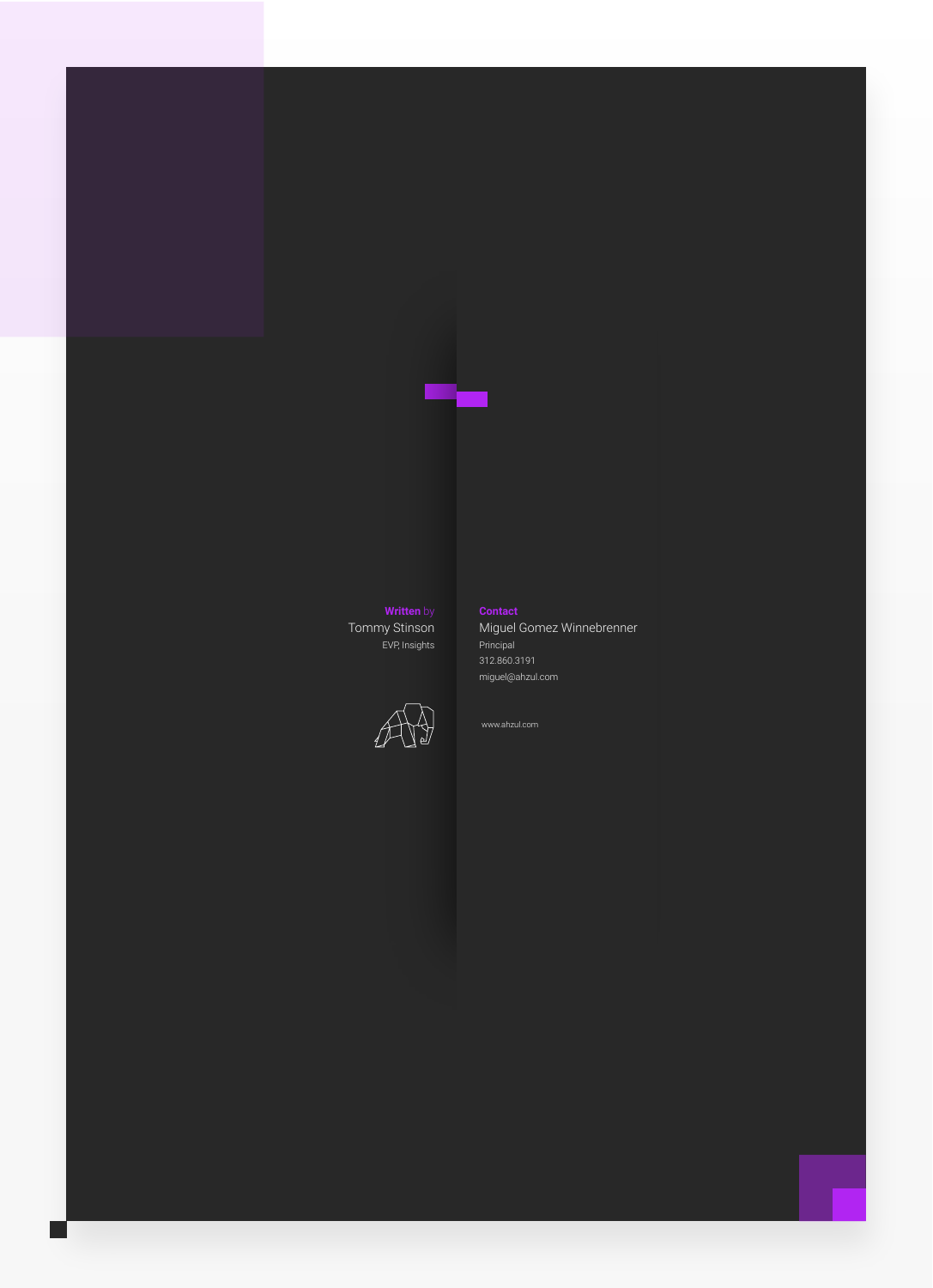**Written** by

Tommy Stinson

EVP, Insights

**Contact**

Miguel Gomez Winnebrenner

Principal

312.860.3191

miguel@ahzul.com

www.ahzul.com